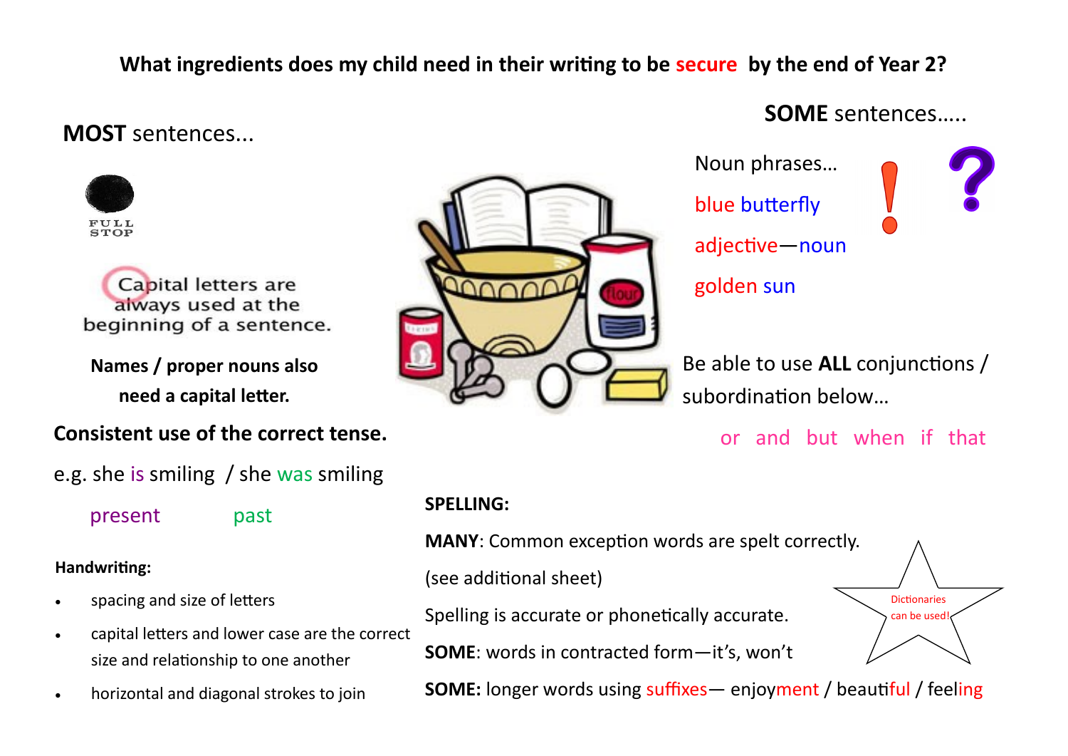# What ingredients does my child need in their writing to be secure by the end of Year 2?

## MOST sentences...

FULL STOP

Capital letters are always used at the beginning of a sentence.

**Names / proper nouns also need a capital letter.**

**Consistent use of the correct tense.**

e.g. she is smiling / she was smiling

present past

**Handwriting:**

- spacing and size of letters
- capital letters and lower case are the correct size and relationship to one another
- horizontal and diagonal strokes to join

## SOME sentences.....

Noun phrases…

blue butterfly

adjective—noun

golden sun

! ?

Be able to use **ALL** conjunctions / subordination below…

or and but when if that

**SPELLING:**

**MANY**: Common exception words are spelt correctly.

(see additional sheet)

Spelling is accurate or phonetically accurate.

**SOME**: words in contracted form—it's, won't

**SOME:** longer words using suffixes— enjoyment / beautiful / feeling

Dictionaries can be used!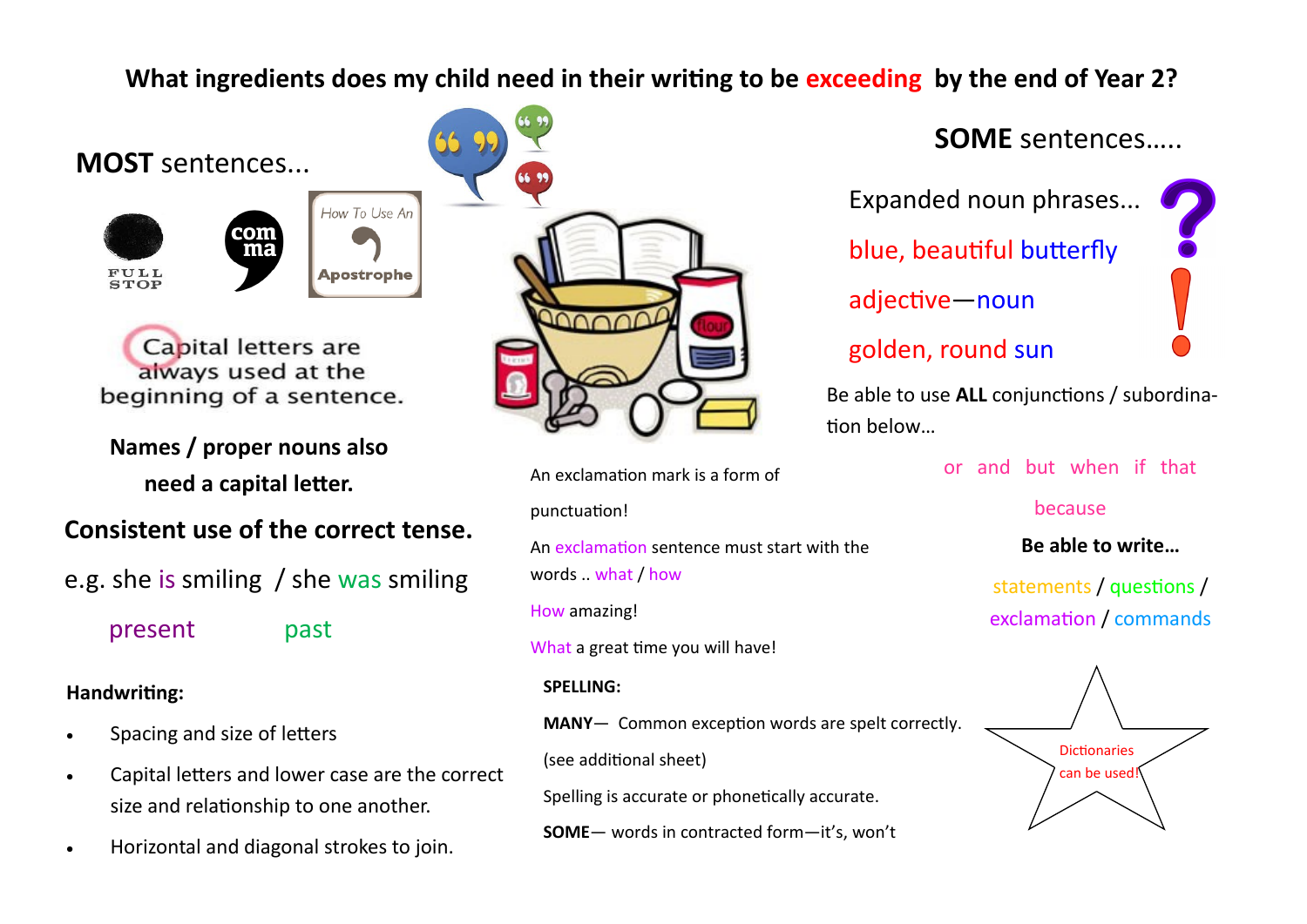# What ingredients does my child need in their writing to be exceeding by the end of Year 2?

## MOST sentences...

FULL STOP

comma

How To Use An Apostrophe

Capital letters are always used at the beginning of a sentence.

**Names / proper nouns also need a capital letter.**

**Consistent use of the correct tense.**

e.g. she is smiling / she was smiling

present past

**Handwriting:**

- Spacing and size of letters
- Capital letters and lower case are the correct size and relationship to one another.
- Horizontal and diagonal strokes to join.

An exclamation mark is a form of punctuation!

An exclamation sentence must start with the words .. what / how

How amazing!

What a great time you will have!

**SPELLING:**

**MANY**— Common exception words are spelt correctly.

(see additional sheet)

Spelling is accurate or phonetically accurate.

**SOME**— words in contracted form—it's, won't

## SOME sentences.....

Expanded noun phrases...

blue, beautiful butterfly

adjective—noun

golden, round sun

Be able to use **ALL** conjunctions / subordination below…

or and but when if that because

**Be able to write…**

statements / questions / exclamation / commands

Dictionaries can be used!